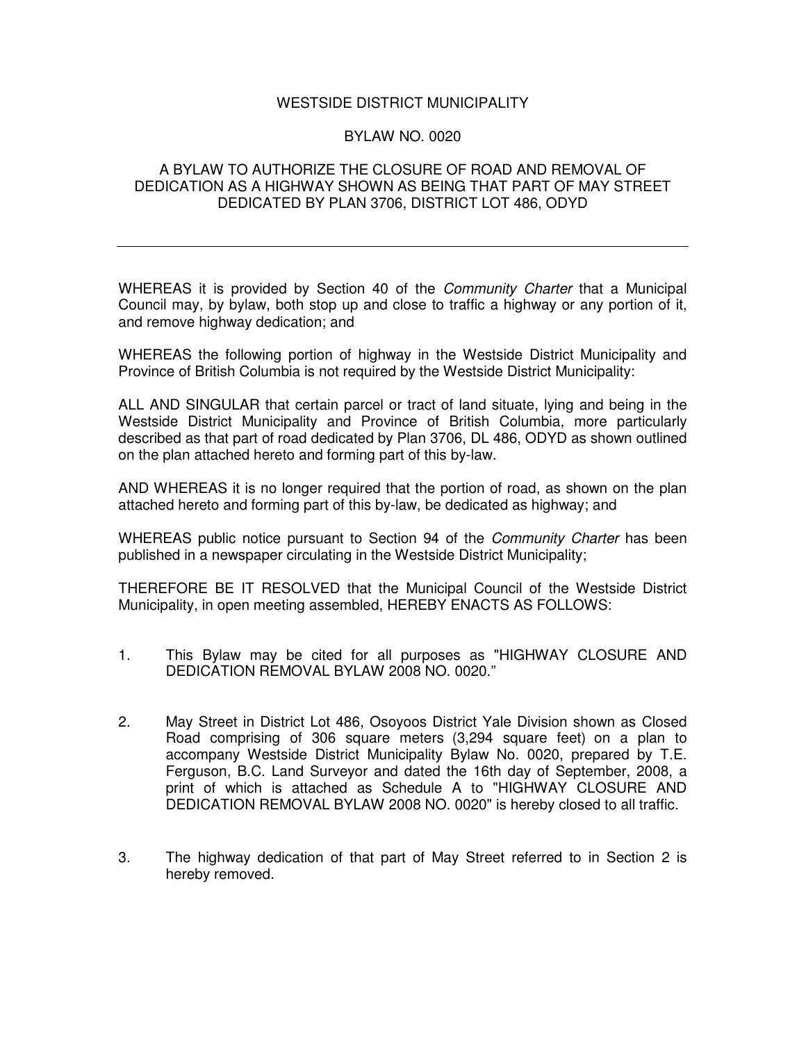# WESTSIDE DISTRICT MUNICIPALITY

## BYLAW NO. 0020

## A BYLAW TO AUTHORIZE THE CLOSURE OF ROAD AND REMOVAL OF DEDICATION AS A HIGHWAY SHOWN AS BEING THAT PART OF MAY STREET DEDICATED BY PLAN 3706, DISTRICT LOT 486, ODYD

---

WHEREAS it is provided by Section 40 of the *Community Charter* that a Municipal Council may, by bylaw, both stop up and close to traffic a highway or any portion of it, and remove highway dedication; and

WHEREAS the following portion of highway in the Westside District Municipality and Province of British Columbia is not required by the Westside District Municipality:

ALL AND SINGULAR that certain parcel or tract of land situate, lying and being in the Westside District Municipality and Province of British Columbia, more particularly described as that part of road dedicated by Plan 3706, DL 486, ODYD as shown outlined on the plan attached hereto and forming part of this by-law.

AND WHEREAS it is no longer required that the portion of road, as shown on the plan attached hereto and forming part of this by-law, be dedicated as highway; and

WHEREAS public notice pursuant to Section 94 of the *Community Charter* has been published in a newspaper circulating in the Westside District Municipality;

THEREFORE BE IT RESOLVED that the Municipal Council of the Westside District Municipality, in open meeting assembled, HEREBY ENACTS AS FOLLOWS:

1. This Bylaw may be cited for all purposes as "HIGHWAY CLOSURE AND DEDICATION REMOVAL BYLAW 2008 NO. 0020."

2. May Street in District Lot 486, Osoyoos District Yale Division shown as Closed Road comprising of 306 square meters (3,294 square feet) on a plan to accompany Westside District Municipality Bylaw No. 0020, prepared by T.E. Ferguson, B.C. Land Surveyor and dated the 16th day of September, 2008, a print of which is attached as Schedule A to "HIGHWAY CLOSURE AND DEDICATION REMOVAL BYLAW 2008 NO. 0020" is hereby closed to all traffic.

3. The highway dedication of that part of May Street referred to in Section 2 is hereby removed.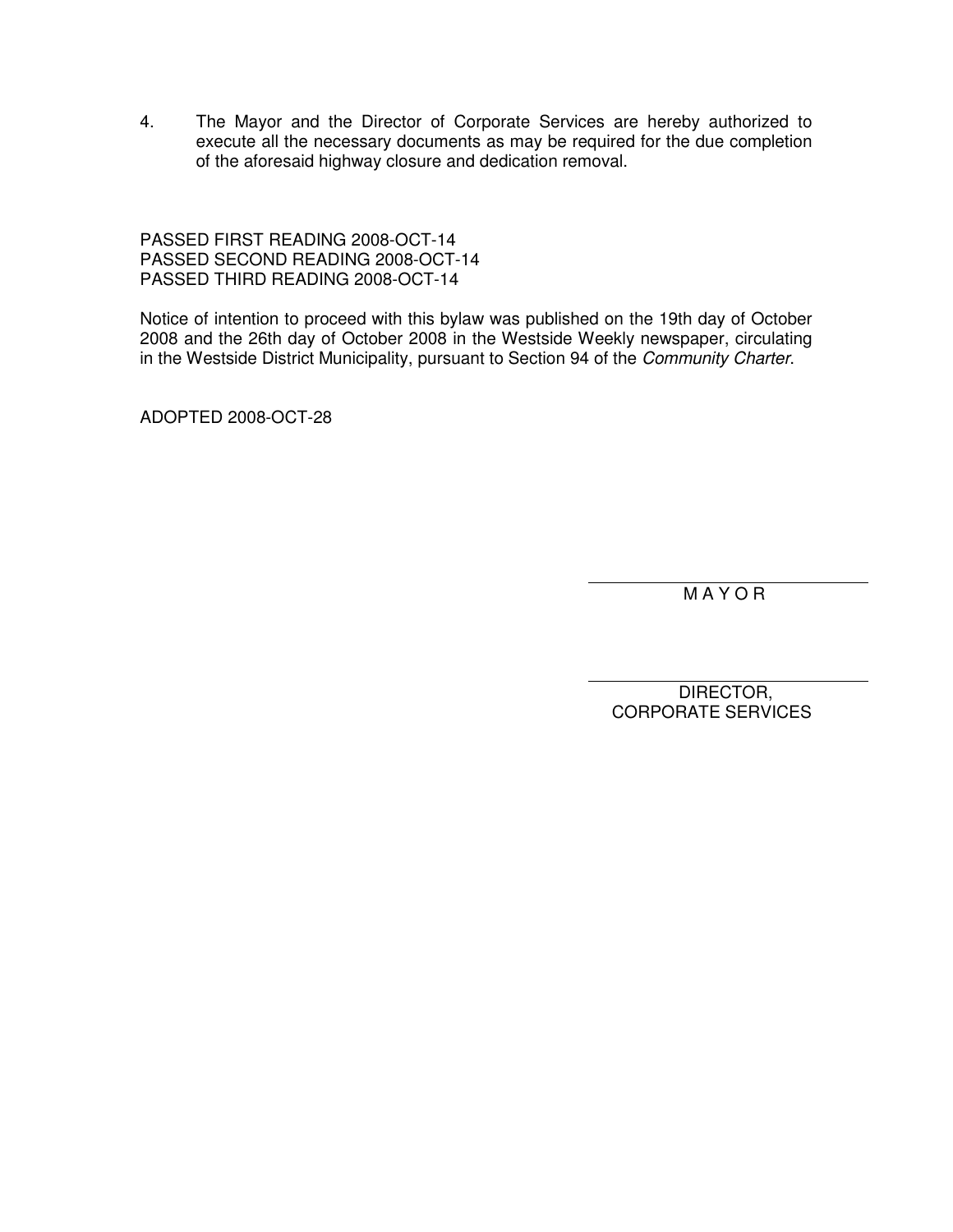4. The Mayor and the Director of Corporate Services are hereby authorized to execute all the necessary documents as may be required for the due completion of the aforesaid highway closure and dedication removal.

PASSED FIRST READING 2008-OCT-14
PASSED SECOND READING 2008-OCT-14
PASSED THIRD READING 2008-OCT-14

Notice of intention to proceed with this bylaw was published on the 19th day of October 2008 and the 26th day of October 2008 in the Westside Weekly newspaper, circulating in the Westside District Municipality, pursuant to Section 94 of the *Community Charter*.

ADOPTED 2008-OCT-28

\_\_\_\_\_\_\_\_\_\_\_\_\_\_\_\_\_\_\_\_\_\_\_\_\_\_\_\_
M A Y O R

\_\_\_\_\_\_\_\_\_\_\_\_\_\_\_\_\_\_\_\_\_\_\_\_\_\_\_\_
DIRECTOR,
CORPORATE SERVICES